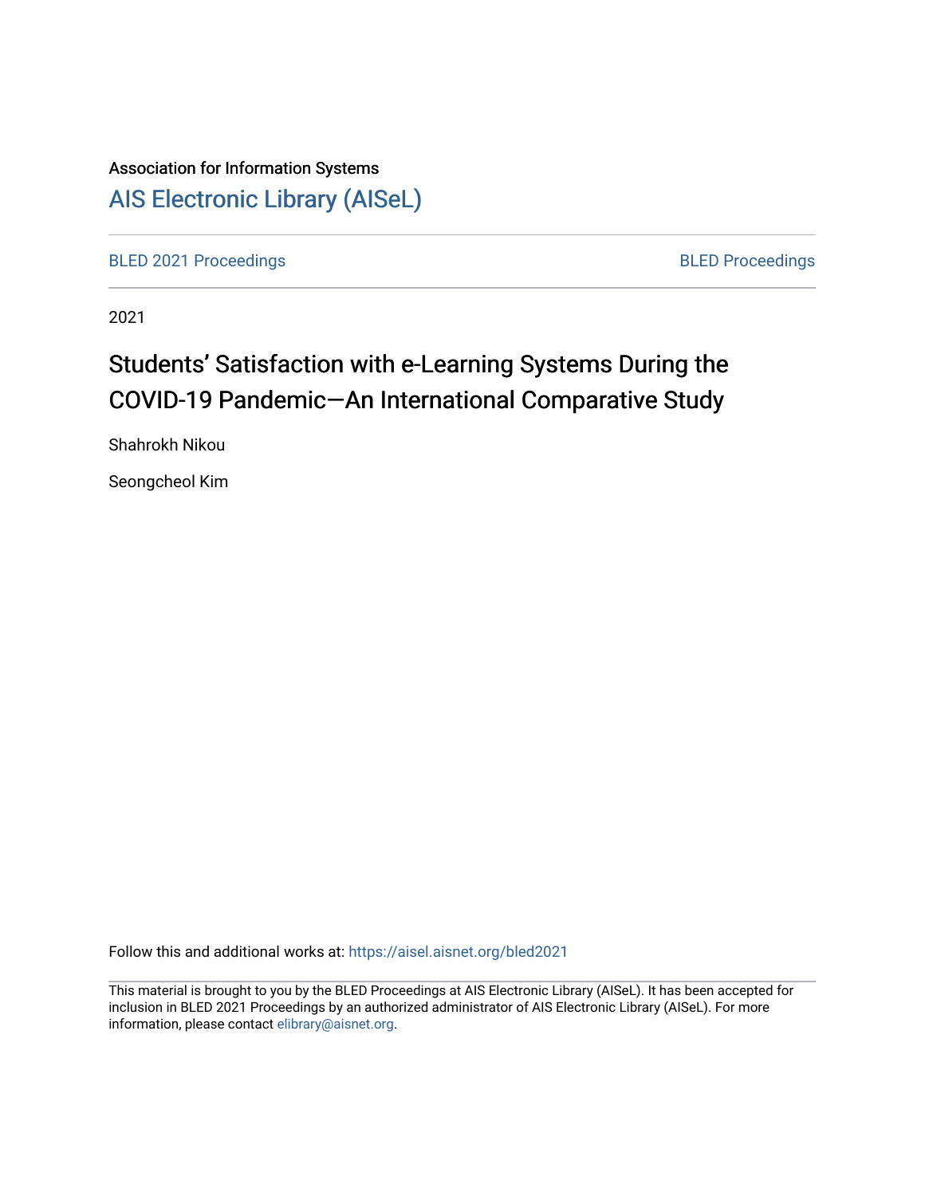Association for Information Systems

[AIS Electronic Library (AISeL)](https://aisel.aisnet.org/)

BLED 2021 Proceedings | BLED Proceedings

2021

# Students' Satisfaction with e-Learning Systems During the COVID-19 Pandemic—An International Comparative Study

Shahrokh Nikou

Seongcheol Kim

Follow this and additional works at: https://aisel.aisnet.org/bled2021

This material is brought to you by the BLED Proceedings at AIS Electronic Library (AISeL). It has been accepted for inclusion in BLED 2021 Proceedings by an authorized administrator of AIS Electronic Library (AISeL). For more information, please contact elibrary@aisnet.org.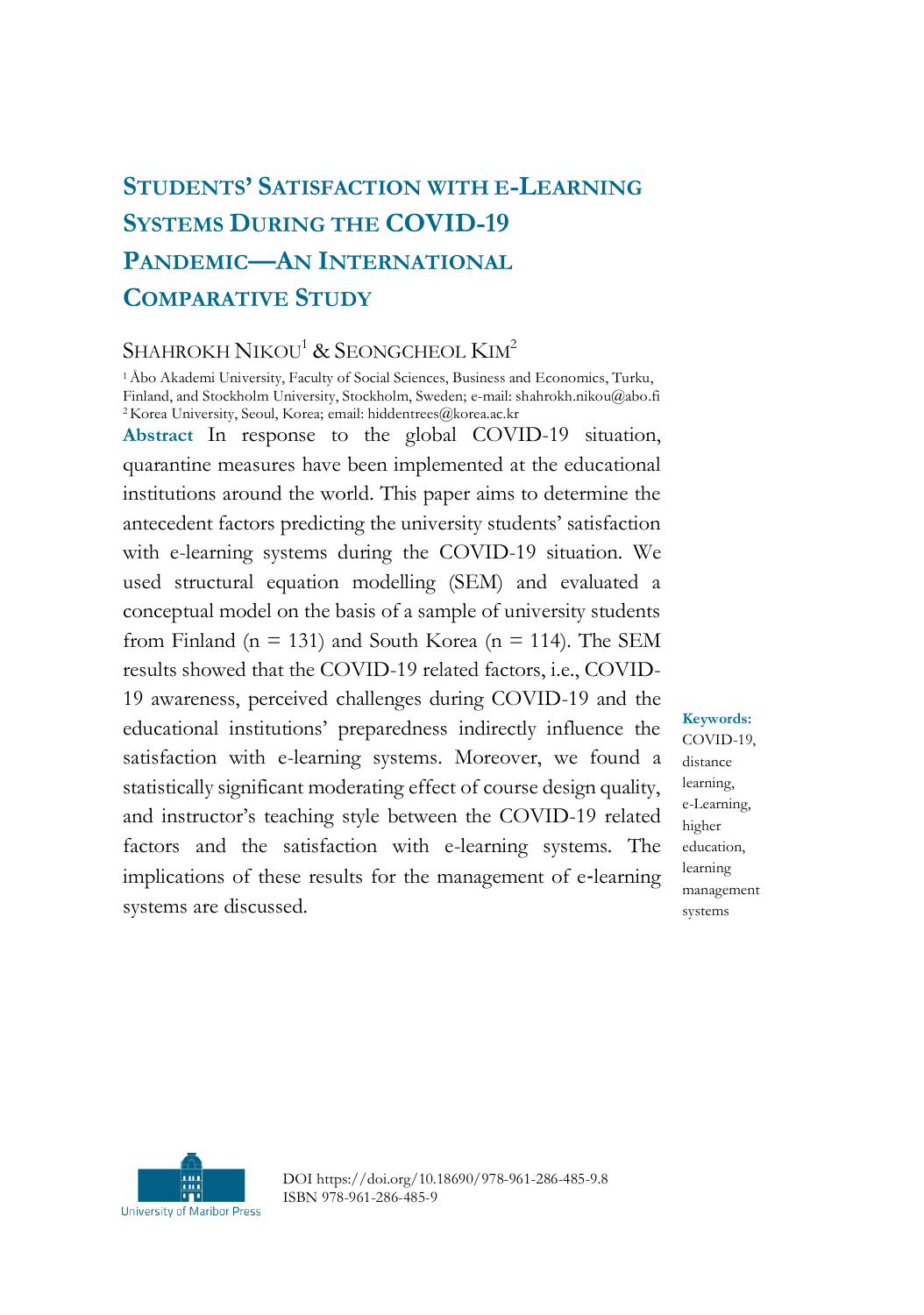# STUDENTS' SATISFACTION WITH E-LEARNING SYSTEMS DURING THE COVID-19 PANDEMIC—AN INTERNATIONAL COMPARATIVE STUDY

SHAHROKH NIKOU[1] & SEONGCHEOL KIM[2]

[1] Åbo Akademi University, Faculty of Social Sciences, Business and Economics, Turku, Finland, and Stockholm University, Stockholm, Sweden; e-mail: shahrokh.nikou@abo.fi
[2] Korea University, Seoul, Korea; email: hiddentrees@korea.ac.kr

**Abstract** In response to the global COVID-19 situation, quarantine measures have been implemented at the educational institutions around the world. This paper aims to determine the antecedent factors predicting the university students' satisfaction with e-learning systems during the COVID-19 situation. We used structural equation modelling (SEM) and evaluated a conceptual model on the basis of a sample of university students from Finland (n = 131) and South Korea (n = 114). The SEM results showed that the COVID-19 related factors, i.e., COVID-19 awareness, perceived challenges during COVID-19 and the educational institutions' preparedness indirectly influence the satisfaction with e-learning systems. Moreover, we found a statistically significant moderating effect of course design quality, and instructor's teaching style between the COVID-19 related factors and the satisfaction with e-learning systems. The implications of these results for the management of e-learning systems are discussed.

**Keywords:** COVID-19, distance learning, e-Learning, higher education, learning management systems

DOI https://doi.org/10.18690/978-961-286-485-9.8
ISBN 978-961-286-485-9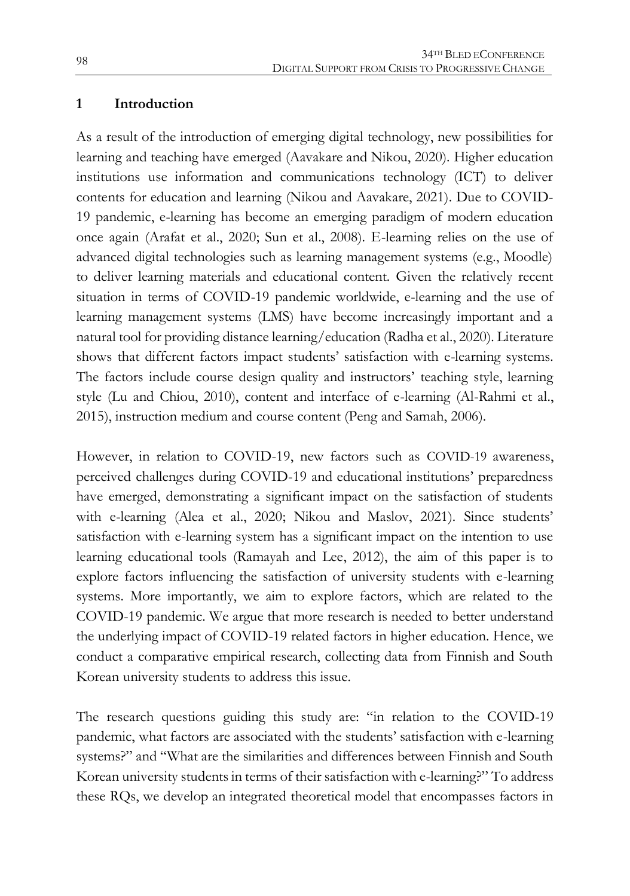# 1 Introduction

As a result of the introduction of emerging digital technology, new possibilities for learning and teaching have emerged (Aavakare and Nikou, 2020). Higher education institutions use information and communications technology (ICT) to deliver contents for education and learning (Nikou and Aavakare, 2021). Due to COVID-19 pandemic, e-learning has become an emerging paradigm of modern education once again (Arafat et al., 2020; Sun et al., 2008). E-learning relies on the use of advanced digital technologies such as learning management systems (e.g., Moodle) to deliver learning materials and educational content. Given the relatively recent situation in terms of COVID-19 pandemic worldwide, e-learning and the use of learning management systems (LMS) have become increasingly important and a natural tool for providing distance learning/education (Radha et al., 2020). Literature shows that different factors impact students' satisfaction with e-learning systems. The factors include course design quality and instructors' teaching style, learning style (Lu and Chiou, 2010), content and interface of e-learning (Al-Rahmi et al., 2015), instruction medium and course content (Peng and Samah, 2006).

However, in relation to COVID-19, new factors such as COVID-19 awareness, perceived challenges during COVID-19 and educational institutions' preparedness have emerged, demonstrating a significant impact on the satisfaction of students with e-learning (Alea et al., 2020; Nikou and Maslov, 2021). Since students' satisfaction with e-learning system has a significant impact on the intention to use learning educational tools (Ramayah and Lee, 2012), the aim of this paper is to explore factors influencing the satisfaction of university students with e-learning systems. More importantly, we aim to explore factors, which are related to the COVID-19 pandemic. We argue that more research is needed to better understand the underlying impact of COVID-19 related factors in higher education. Hence, we conduct a comparative empirical research, collecting data from Finnish and South Korean university students to address this issue.

The research questions guiding this study are: "in relation to the COVID-19 pandemic, what factors are associated with the students' satisfaction with e-learning systems?" and "What are the similarities and differences between Finnish and South Korean university students in terms of their satisfaction with e-learning?" To address these RQs, we develop an integrated theoretical model that encompasses factors in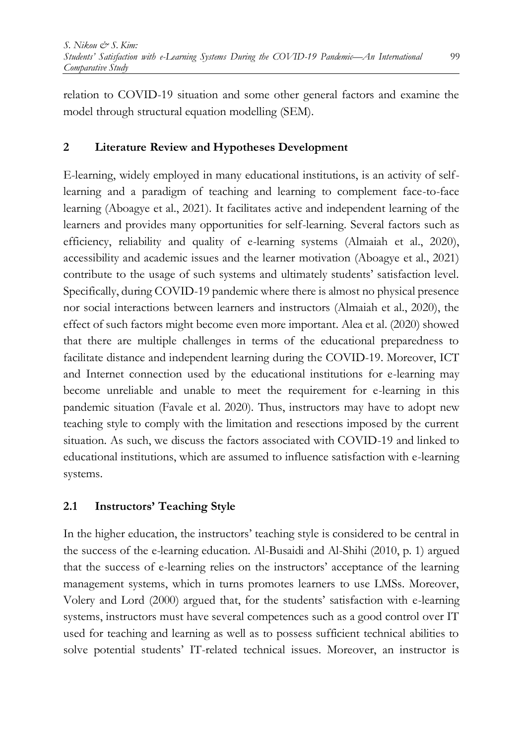relation to COVID-19 situation and some other general factors and examine the model through structural equation modelling (SEM).

## 2 Literature Review and Hypotheses Development

E-learning, widely employed in many educational institutions, is an activity of self-learning and a paradigm of teaching and learning to complement face-to-face learning (Aboagye et al., 2021). It facilitates active and independent learning of the learners and provides many opportunities for self-learning. Several factors such as efficiency, reliability and quality of e-learning systems (Almaiah et al., 2020), accessibility and academic issues and the learner motivation (Aboagye et al., 2021) contribute to the usage of such systems and ultimately students' satisfaction level. Specifically, during COVID-19 pandemic where there is almost no physical presence nor social interactions between learners and instructors (Almaiah et al., 2020), the effect of such factors might become even more important. Alea et al. (2020) showed that there are multiple challenges in terms of the educational preparedness to facilitate distance and independent learning during the COVID-19. Moreover, ICT and Internet connection used by the educational institutions for e-learning may become unreliable and unable to meet the requirement for e-learning in this pandemic situation (Favale et al. 2020). Thus, instructors may have to adopt new teaching style to comply with the limitation and resections imposed by the current situation. As such, we discuss the factors associated with COVID-19 and linked to educational institutions, which are assumed to influence satisfaction with e-learning systems.

### 2.1 Instructors' Teaching Style

In the higher education, the instructors' teaching style is considered to be central in the success of the e-learning education. Al-Busaidi and Al-Shihi (2010, p. 1) argued that the success of e-learning relies on the instructors' acceptance of the learning management systems, which in turns promotes learners to use LMSs. Moreover, Volery and Lord (2000) argued that, for the students' satisfaction with e-learning systems, instructors must have several competences such as a good control over IT used for teaching and learning as well as to possess sufficient technical abilities to solve potential students' IT-related technical issues. Moreover, an instructor is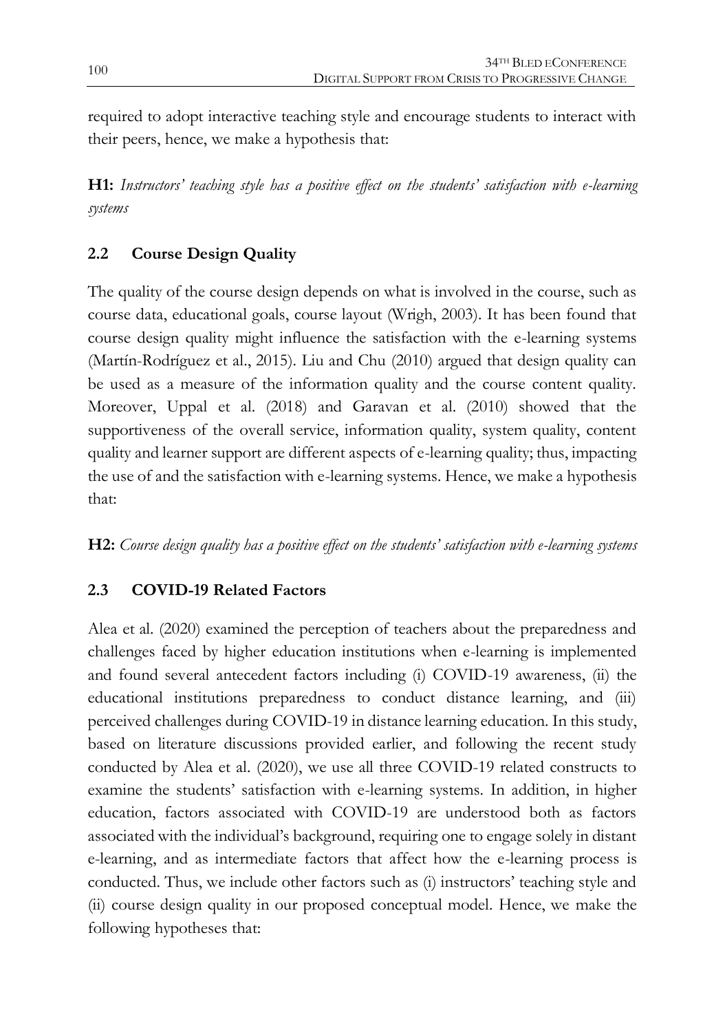required to adopt interactive teaching style and encourage students to interact with their peers, hence, we make a hypothesis that:

**H1:** *Instructors' teaching style has a positive effect on the students' satisfaction with e-learning systems*

## 2.2 Course Design Quality

The quality of the course design depends on what is involved in the course, such as course data, educational goals, course layout (Wrigh, 2003). It has been found that course design quality might influence the satisfaction with the e-learning systems (Martín-Rodríguez et al., 2015). Liu and Chu (2010) argued that design quality can be used as a measure of the information quality and the course content quality. Moreover, Uppal et al. (2018) and Garavan et al. (2010) showed that the supportiveness of the overall service, information quality, system quality, content quality and learner support are different aspects of e-learning quality; thus, impacting the use of and the satisfaction with e-learning systems. Hence, we make a hypothesis that:

**H2:** *Course design quality has a positive effect on the students' satisfaction with e-learning systems*

## 2.3 COVID-19 Related Factors

Alea et al. (2020) examined the perception of teachers about the preparedness and challenges faced by higher education institutions when e-learning is implemented and found several antecedent factors including (i) COVID-19 awareness, (ii) the educational institutions preparedness to conduct distance learning, and (iii) perceived challenges during COVID-19 in distance learning education. In this study, based on literature discussions provided earlier, and following the recent study conducted by Alea et al. (2020), we use all three COVID-19 related constructs to examine the students' satisfaction with e-learning systems. In addition, in higher education, factors associated with COVID-19 are understood both as factors associated with the individual's background, requiring one to engage solely in distant e-learning, and as intermediate factors that affect how the e-learning process is conducted. Thus, we include other factors such as (i) instructors' teaching style and (ii) course design quality in our proposed conceptual model. Hence, we make the following hypotheses that: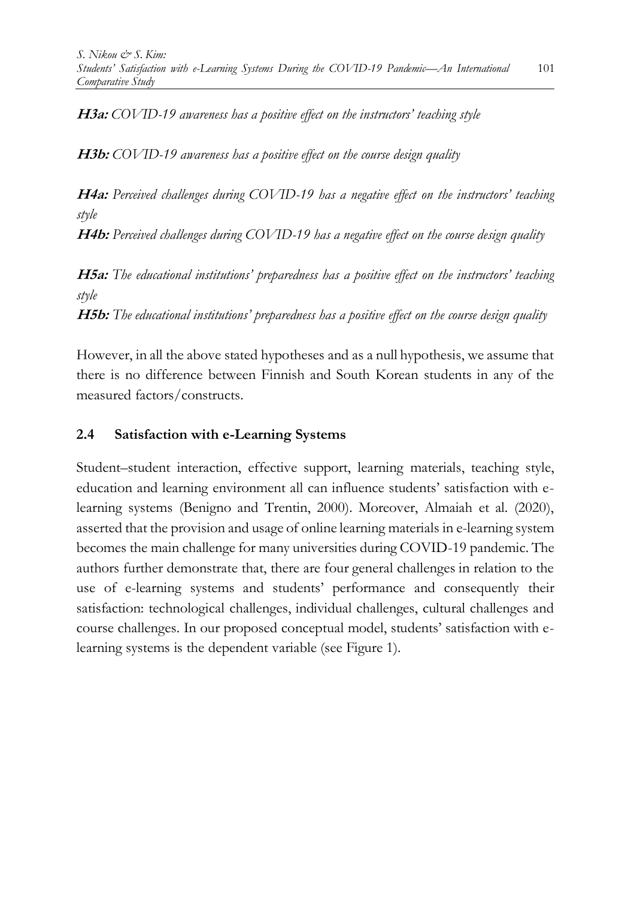***H3a:*** *COVID-19 awareness has a positive effect on the instructors' teaching style*

***H3b:*** *COVID-19 awareness has a positive effect on the course design quality*

***H4a:*** *Perceived challenges during COVID-19 has a negative effect on the instructors' teaching style*

***H4b:*** *Perceived challenges during COVID-19 has a negative effect on the course design quality*

***H5a:*** *The educational institutions' preparedness has a positive effect on the instructors' teaching style*

***H5b:*** *The educational institutions' preparedness has a positive effect on the course design quality*

However, in all the above stated hypotheses and as a null hypothesis, we assume that there is no difference between Finnish and South Korean students in any of the measured factors/constructs.

## 2.4 Satisfaction with e-Learning Systems

Student–student interaction, effective support, learning materials, teaching style, education and learning environment all can influence students' satisfaction with e-learning systems (Benigno and Trentin, 2000). Moreover, Almaiah et al. (2020), asserted that the provision and usage of online learning materials in e-learning system becomes the main challenge for many universities during COVID-19 pandemic. The authors further demonstrate that, there are four general challenges in relation to the use of e-learning systems and students' performance and consequently their satisfaction: technological challenges, individual challenges, cultural challenges and course challenges. In our proposed conceptual model, students' satisfaction with e-learning systems is the dependent variable (see Figure 1).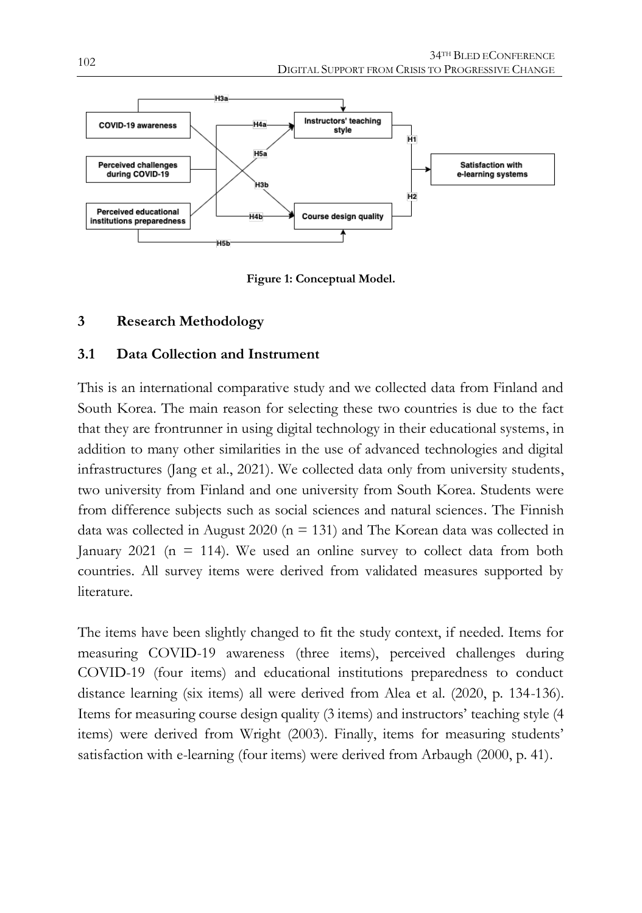Figure 1: Conceptual Model.

## 3 Research Methodology

### 3.1 Data Collection and Instrument

This is an international comparative study and we collected data from Finland and South Korea. The main reason for selecting these two countries is due to the fact that they are frontrunner in using digital technology in their educational systems, in addition to many other similarities in the use of advanced technologies and digital infrastructures (Jang et al., 2021). We collected data only from university students, two university from Finland and one university from South Korea. Students were from difference subjects such as social sciences and natural sciences. The Finnish data was collected in August 2020 ($n = 131$) and The Korean data was collected in January 2021 ($n = 114$). We used an online survey to collect data from both countries. All survey items were derived from validated measures supported by literature.

The items have been slightly changed to fit the study context, if needed. Items for measuring COVID-19 awareness (three items), perceived challenges during COVID-19 (four items) and educational institutions preparedness to conduct distance learning (six items) all were derived from Alea et al. (2020, p. 134-136). Items for measuring course design quality (3 items) and instructors' teaching style (4 items) were derived from Wright (2003). Finally, items for measuring students' satisfaction with e-learning (four items) were derived from Arbaugh (2000, p. 41).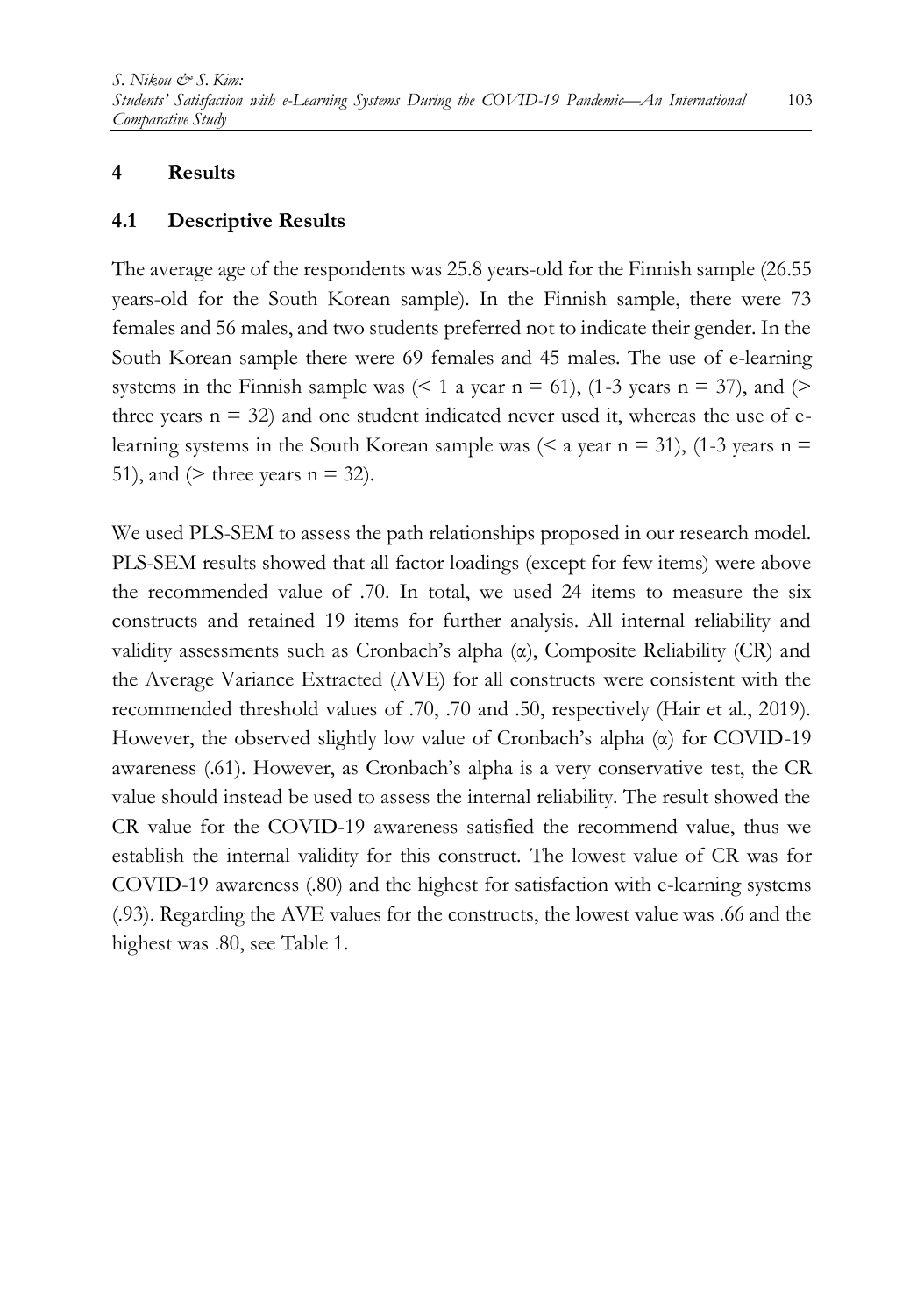## 4 Results

### 4.1 Descriptive Results

The average age of the respondents was 25.8 years-old for the Finnish sample (26.55 years-old for the South Korean sample). In the Finnish sample, there were 73 females and 56 males, and two students preferred not to indicate their gender. In the South Korean sample there were 69 females and 45 males. The use of e-learning systems in the Finnish sample was (< 1 a year n = 61), (1-3 years n = 37), and (> three years n = 32) and one student indicated never used it, whereas the use of e-learning systems in the South Korean sample was (< a year n = 31), (1-3 years n = 51), and (> three years n = 32).

We used PLS-SEM to assess the path relationships proposed in our research model. PLS-SEM results showed that all factor loadings (except for few items) were above the recommended value of .70. In total, we used 24 items to measure the six constructs and retained 19 items for further analysis. All internal reliability and validity assessments such as Cronbach's alpha (α), Composite Reliability (CR) and the Average Variance Extracted (AVE) for all constructs were consistent with the recommended threshold values of .70, .70 and .50, respectively (Hair et al., 2019). However, the observed slightly low value of Cronbach's alpha (α) for COVID-19 awareness (.61). However, as Cronbach's alpha is a very conservative test, the CR value should instead be used to assess the internal reliability. The result showed the CR value for the COVID-19 awareness satisfied the recommend value, thus we establish the internal validity for this construct. The lowest value of CR was for COVID-19 awareness (.80) and the highest for satisfaction with e-learning systems (.93). Regarding the AVE values for the constructs, the lowest value was .66 and the highest was .80, see Table 1.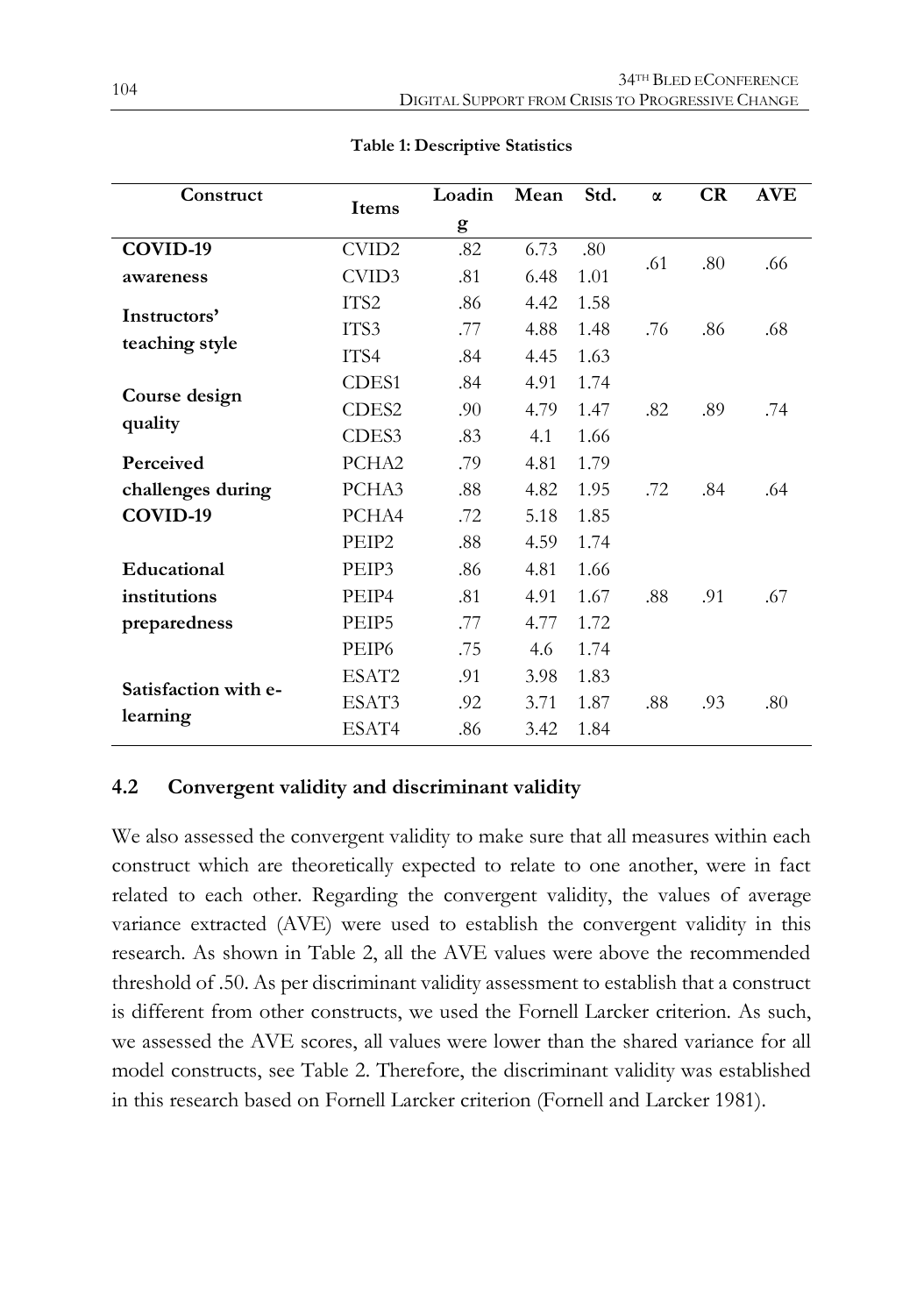**Table 1: Descriptive Statistics**

| Construct | Items | Loading | Mean | Std. | α | CR | AVE |
|---|---|---|---|---|---|---|---|
| **COVID-19 awareness** | CVID2 | .82 | 6.73 | .80 | .61 | .80 | .66 |
| | CVID3 | .81 | 6.48 | 1.01 | | | |
| **Instructors' teaching style** | ITS2 | .86 | 4.42 | 1.58 | .76 | .86 | .68 |
| | ITS3 | .77 | 4.88 | 1.48 | | | |
| | ITS4 | .84 | 4.45 | 1.63 | | | |
| **Course design quality** | CDES1 | .84 | 4.91 | 1.74 | .82 | .89 | .74 |
| | CDES2 | .90 | 4.79 | 1.47 | | | |
| | CDES3 | .83 | 4.1 | 1.66 | | | |
| **Perceived challenges during COVID-19** | PCHA2 | .79 | 4.81 | 1.79 | .72 | .84 | .64 |
| | PCHA3 | .88 | 4.82 | 1.95 | | | |
| | PCHA4 | .72 | 5.18 | 1.85 | | | |
| **Educational institutions preparedness** | PEIP2 | .88 | 4.59 | 1.74 | .88 | .91 | .67 |
| | PEIP3 | .86 | 4.81 | 1.66 | | | |
| | PEIP4 | .81 | 4.91 | 1.67 | | | |
| | PEIP5 | .77 | 4.77 | 1.72 | | | |
| | PEIP6 | .75 | 4.6 | 1.74 | | | |
| **Satisfaction with e-learning** | ESAT2 | .91 | 3.98 | 1.83 | .88 | .93 | .80 |
| | ESAT3 | .92 | 3.71 | 1.87 | | | |
| | ESAT4 | .86 | 3.42 | 1.84 | | | |

### 4.2 Convergent validity and discriminant validity

We also assessed the convergent validity to make sure that all measures within each construct which are theoretically expected to relate to one another, were in fact related to each other. Regarding the convergent validity, the values of average variance extracted (AVE) were used to establish the convergent validity in this research. As shown in Table 2, all the AVE values were above the recommended threshold of .50. As per discriminant validity assessment to establish that a construct is different from other constructs, we used the Fornell Larcker criterion. As such, we assessed the AVE scores, all values were lower than the shared variance for all model constructs, see Table 2. Therefore, the discriminant validity was established in this research based on Fornell Larcker criterion (Fornell and Larcker 1981).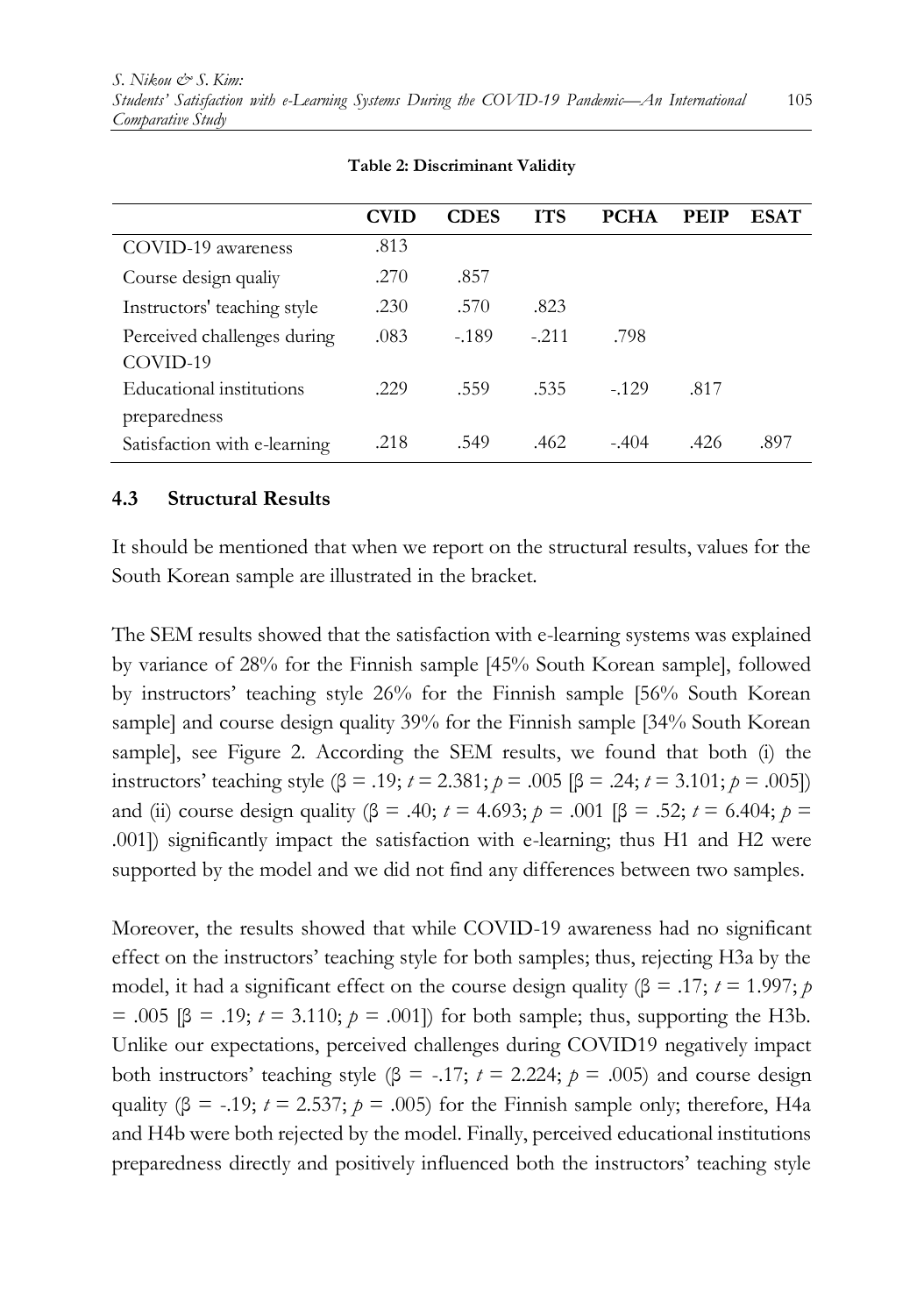**Table 2: Discriminant Validity**

| | CVID | CDES | ITS | PCHA | PEIP | ESAT |
|---|---|---|---|---|---|---|
| COVID-19 awareness | .813 | | | | | |
| Course design qualiy | .270 | .857 | | | | |
| Instructors' teaching style | .230 | .570 | .823 | | | |
| Perceived challenges during COVID-19 | .083 | -.189 | -.211 | .798 | | |
| Educational institutions preparedness | .229 | .559 | .535 | -.129 | .817 | |
| Satisfaction with e-learning | .218 | .549 | .462 | -.404 | .426 | .897 |

### 4.3 Structural Results

It should be mentioned that when we report on the structural results, values for the South Korean sample are illustrated in the bracket.

The SEM results showed that the satisfaction with e-learning systems was explained by variance of 28% for the Finnish sample [45% South Korean sample], followed by instructors' teaching style 26% for the Finnish sample [56% South Korean sample] and course design quality 39% for the Finnish sample [34% South Korean sample], see Figure 2. According the SEM results, we found that both (i) the instructors' teaching style ($\beta = .19$; $t = 2.381$; $p = .005$ [$\beta = .24$; $t = 3.101$; $p = .005$]) and (ii) course design quality ($\beta = .40$; $t = 4.693$; $p = .001$ [$\beta = .52$; $t = 6.404$; $p = .001$]) significantly impact the satisfaction with e-learning; thus H1 and H2 were supported by the model and we did not find any differences between two samples.

Moreover, the results showed that while COVID-19 awareness had no significant effect on the instructors' teaching style for both samples; thus, rejecting H3a by the model, it had a significant effect on the course design quality ($\beta = .17$; $t = 1.997$; $p = .005$ [$\beta = .19$; $t = 3.110$; $p = .001$]) for both sample; thus, supporting the H3b. Unlike our expectations, perceived challenges during COVID19 negatively impact both instructors' teaching style ($\beta = -.17$; $t = 2.224$; $p = .005$) and course design quality ($\beta = -.19$; $t = 2.537$; $p = .005$) for the Finnish sample only; therefore, H4a and H4b were both rejected by the model. Finally, perceived educational institutions preparedness directly and positively influenced both the instructors' teaching style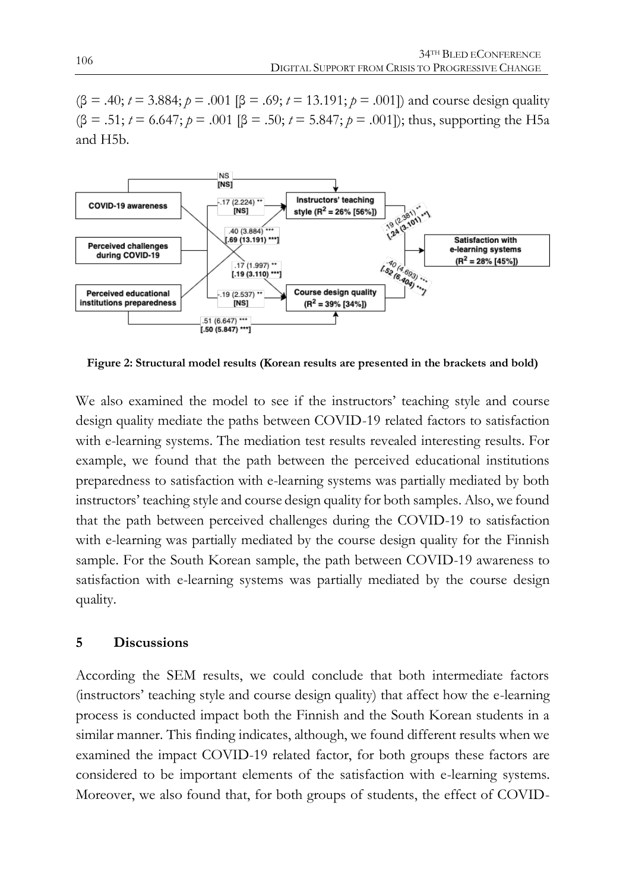(β = .40; $t$ = 3.884; $p$ = .001 [β = .69; $t$ = 13.191; $p$ = .001]) and course design quality (β = .51; $t$ = 6.647; $p$ = .001 [β = .50; $t$ = 5.847; $p$ = .001]); thus, supporting the H5a and H5b.

**Figure 2: Structural model results (Korean results are presented in the brackets and bold)**

We also examined the model to see if the instructors' teaching style and course design quality mediate the paths between COVID-19 related factors to satisfaction with e-learning systems. The mediation test results revealed interesting results. For example, we found that the path between the perceived educational institutions preparedness to satisfaction with e-learning systems was partially mediated by both instructors' teaching style and course design quality for both samples. Also, we found that the path between perceived challenges during the COVID-19 to satisfaction with e-learning was partially mediated by the course design quality for the Finnish sample. For the South Korean sample, the path between COVID-19 awareness to satisfaction with e-learning systems was partially mediated by the course design quality.

## 5 Discussions

According the SEM results, we could conclude that both intermediate factors (instructors' teaching style and course design quality) that affect how the e-learning process is conducted impact both the Finnish and the South Korean students in a similar manner. This finding indicates, although, we found different results when we examined the impact COVID-19 related factor, for both groups these factors are considered to be important elements of the satisfaction with e-learning systems. Moreover, we also found that, for both groups of students, the effect of COVID-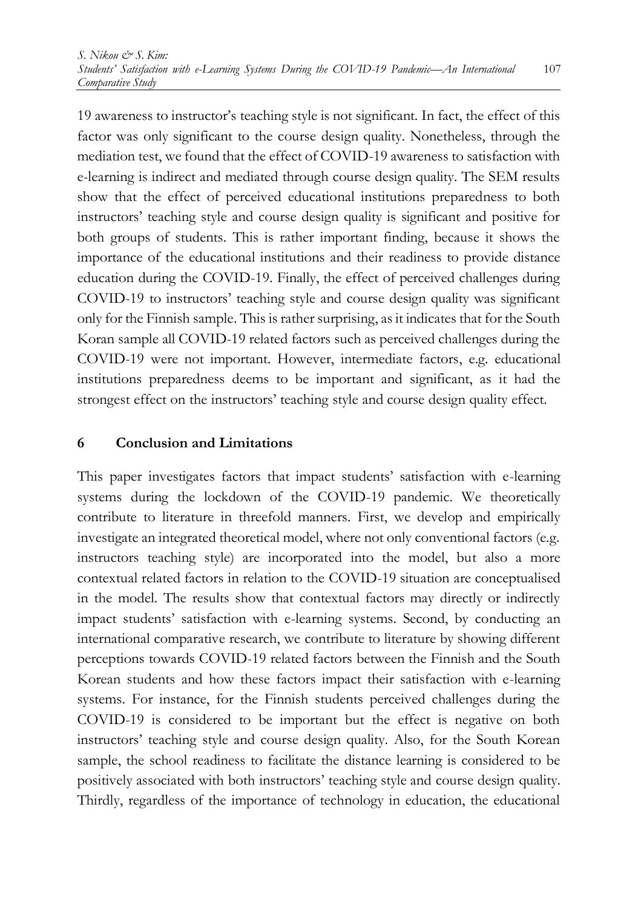19 awareness to instructor's teaching style is not significant. In fact, the effect of this factor was only significant to the course design quality. Nonetheless, through the mediation test, we found that the effect of COVID-19 awareness to satisfaction with e-learning is indirect and mediated through course design quality. The SEM results show that the effect of perceived educational institutions preparedness to both instructors' teaching style and course design quality is significant and positive for both groups of students. This is rather important finding, because it shows the importance of the educational institutions and their readiness to provide distance education during the COVID-19. Finally, the effect of perceived challenges during COVID-19 to instructors' teaching style and course design quality was significant only for the Finnish sample. This is rather surprising, as it indicates that for the South Koran sample all COVID-19 related factors such as perceived challenges during the COVID-19 were not important. However, intermediate factors, e.g. educational institutions preparedness deems to be important and significant, as it had the strongest effect on the instructors' teaching style and course design quality effect.

## 6 Conclusion and Limitations

This paper investigates factors that impact students' satisfaction with e-learning systems during the lockdown of the COVID-19 pandemic. We theoretically contribute to literature in threefold manners. First, we develop and empirically investigate an integrated theoretical model, where not only conventional factors (e.g. instructors teaching style) are incorporated into the model, but also a more contextual related factors in relation to the COVID-19 situation are conceptualised in the model. The results show that contextual factors may directly or indirectly impact students' satisfaction with e-learning systems. Second, by conducting an international comparative research, we contribute to literature by showing different perceptions towards COVID-19 related factors between the Finnish and the South Korean students and how these factors impact their satisfaction with e-learning systems. For instance, for the Finnish students perceived challenges during the COVID-19 is considered to be important but the effect is negative on both instructors' teaching style and course design quality. Also, for the South Korean sample, the school readiness to facilitate the distance learning is considered to be positively associated with both instructors' teaching style and course design quality. Thirdly, regardless of the importance of technology in education, the educational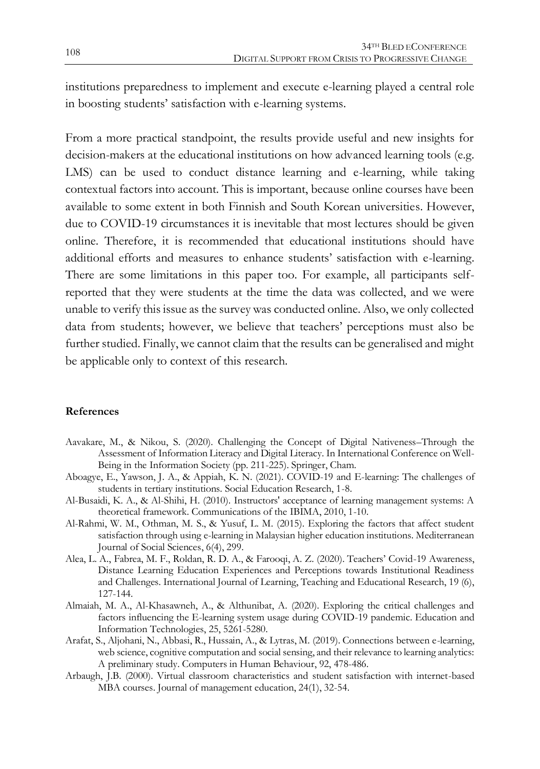institutions preparedness to implement and execute e-learning played a central role in boosting students' satisfaction with e-learning systems.

From a more practical standpoint, the results provide useful and new insights for decision-makers at the educational institutions on how advanced learning tools (e.g. LMS) can be used to conduct distance learning and e-learning, while taking contextual factors into account. This is important, because online courses have been available to some extent in both Finnish and South Korean universities. However, due to COVID-19 circumstances it is inevitable that most lectures should be given online. Therefore, it is recommended that educational institutions should have additional efforts and measures to enhance students' satisfaction with e-learning. There are some limitations in this paper too. For example, all participants self-reported that they were students at the time the data was collected, and we were unable to verify this issue as the survey was conducted online. Also, we only collected data from students; however, we believe that teachers' perceptions must also be further studied. Finally, we cannot claim that the results can be generalised and might be applicable only to context of this research.

**References**

Aavakare, M., & Nikou, S. (2020). Challenging the Concept of Digital Nativeness–Through the Assessment of Information Literacy and Digital Literacy. In International Conference on Well-Being in the Information Society (pp. 211-225). Springer, Cham.

Aboagye, E., Yawson, J. A., & Appiah, K. N. (2021). COVID-19 and E-learning: The challenges of students in tertiary institutions. Social Education Research, 1-8.

Al-Busaidi, K. A., & Al-Shihi, H. (2010). Instructors' acceptance of learning management systems: A theoretical framework. Communications of the IBIMA, 2010, 1-10.

Al-Rahmi, W. M., Othman, M. S., & Yusuf, L. M. (2015). Exploring the factors that affect student satisfaction through using e-learning in Malaysian higher education institutions. Mediterranean Journal of Social Sciences, 6(4), 299.

Alea, L. A., Fabrea, M. F., Roldan, R. D. A., & Farooqi, A. Z. (2020). Teachers' Covid-19 Awareness, Distance Learning Education Experiences and Perceptions towards Institutional Readiness and Challenges. International Journal of Learning, Teaching and Educational Research, 19 (6), 127-144.

Almaiah, M. A., Al-Khasawneh, A., & Althunibat, A. (2020). Exploring the critical challenges and factors influencing the E-learning system usage during COVID-19 pandemic. Education and Information Technologies, 25, 5261-5280.

Arafat, S., Aljohani, N., Abbasi, R., Hussain, A., & Lytras, M. (2019). Connections between e-learning, web science, cognitive computation and social sensing, and their relevance to learning analytics: A preliminary study. Computers in Human Behaviour, 92, 478-486.

Arbaugh, J.B. (2000). Virtual classroom characteristics and student satisfaction with internet-based MBA courses. Journal of management education, 24(1), 32-54.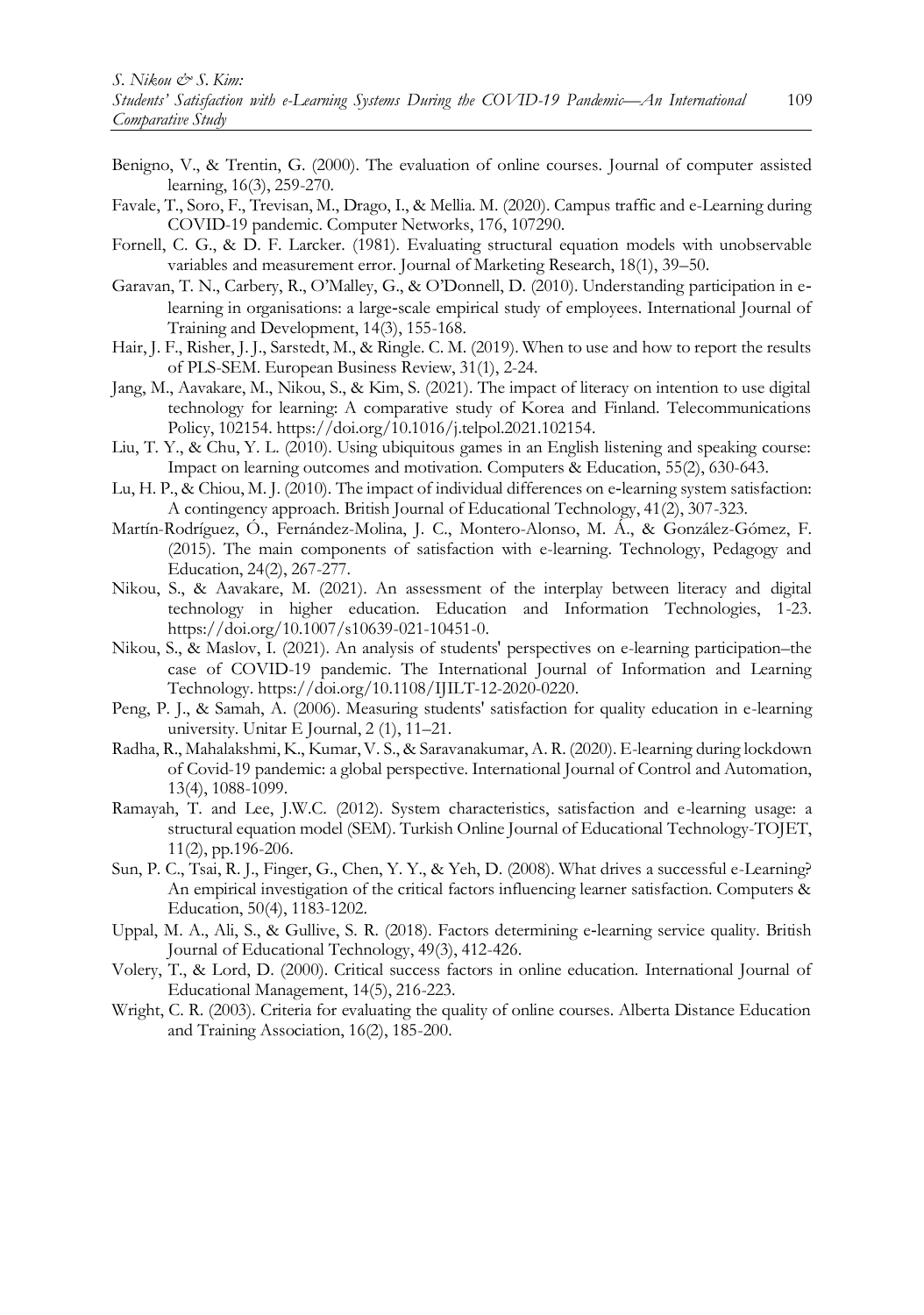Benigno, V., & Trentin, G. (2000). The evaluation of online courses. Journal of computer assisted learning, 16(3), 259-270.

Favale, T., Soro, F., Trevisan, M., Drago, I., & Mellia. M. (2020). Campus traffic and e-Learning during COVID-19 pandemic. Computer Networks, 176, 107290.

Fornell, C. G., & D. F. Larcker. (1981). Evaluating structural equation models with unobservable variables and measurement error. Journal of Marketing Research, 18(1), 39–50.

Garavan, T. N., Carbery, R., O'Malley, G., & O'Donnell, D. (2010). Understanding participation in e-learning in organisations: a large-scale empirical study of employees. International Journal of Training and Development, 14(3), 155-168.

Hair, J. F., Risher, J. J., Sarstedt, M., & Ringle. C. M. (2019). When to use and how to report the results of PLS-SEM. European Business Review, 31(1), 2-24.

Jang, M., Aavakare, M., Nikou, S., & Kim, S. (2021). The impact of literacy on intention to use digital technology for learning: A comparative study of Korea and Finland. Telecommunications Policy, 102154. https://doi.org/10.1016/j.telpol.2021.102154.

Liu, T. Y., & Chu, Y. L. (2010). Using ubiquitous games in an English listening and speaking course: Impact on learning outcomes and motivation. Computers & Education, 55(2), 630-643.

Lu, H. P., & Chiou, M. J. (2010). The impact of individual differences on e-learning system satisfaction: A contingency approach. British Journal of Educational Technology, 41(2), 307-323.

Martín-Rodríguez, Ó., Fernández-Molina, J. C., Montero-Alonso, M. Á., & González-Gómez, F. (2015). The main components of satisfaction with e-learning. Technology, Pedagogy and Education, 24(2), 267-277.

Nikou, S., & Aavakare, M. (2021). An assessment of the interplay between literacy and digital technology in higher education. Education and Information Technologies, 1-23. https://doi.org/10.1007/s10639-021-10451-0.

Nikou, S., & Maslov, I. (2021). An analysis of students' perspectives on e-learning participation–the case of COVID-19 pandemic. The International Journal of Information and Learning Technology. https://doi.org/10.1108/IJILT-12-2020-0220.

Peng, P. J., & Samah, A. (2006). Measuring students' satisfaction for quality education in e-learning university. Unitar E Journal, 2 (1), 11–21.

Radha, R., Mahalakshmi, K., Kumar, V. S., & Saravanakumar, A. R. (2020). E-learning during lockdown of Covid-19 pandemic: a global perspective. International Journal of Control and Automation, 13(4), 1088-1099.

Ramayah, T. and Lee, J.W.C. (2012). System characteristics, satisfaction and e-learning usage: a structural equation model (SEM). Turkish Online Journal of Educational Technology-TOJET, 11(2), pp.196-206.

Sun, P. C., Tsai, R. J., Finger, G., Chen, Y. Y., & Yeh, D. (2008). What drives a successful e-Learning? An empirical investigation of the critical factors influencing learner satisfaction. Computers & Education, 50(4), 1183-1202.

Uppal, M. A., Ali, S., & Gullive, S. R. (2018). Factors determining e-learning service quality. British Journal of Educational Technology, 49(3), 412-426.

Volery, T., & Lord, D. (2000). Critical success factors in online education. International Journal of Educational Management, 14(5), 216-223.

Wright, C. R. (2003). Criteria for evaluating the quality of online courses. Alberta Distance Education and Training Association, 16(2), 185-200.